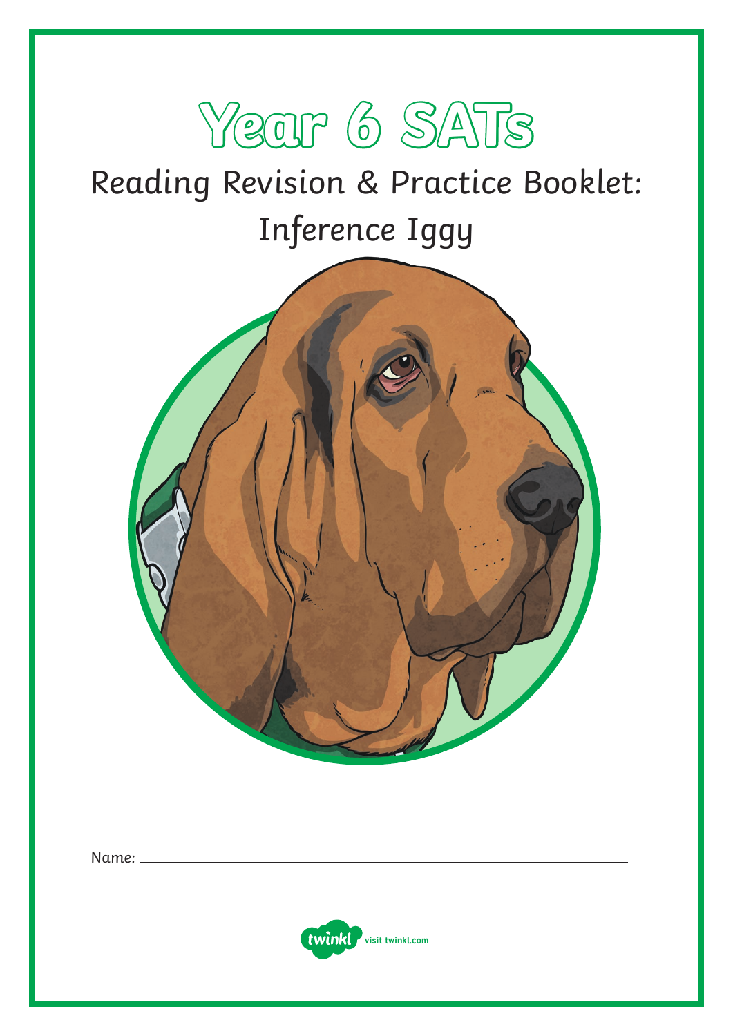# Year 6 SATs

## Reading Revision & Practice Booklet: Inference Iggy

Name: ______________________________

visit twinkl.com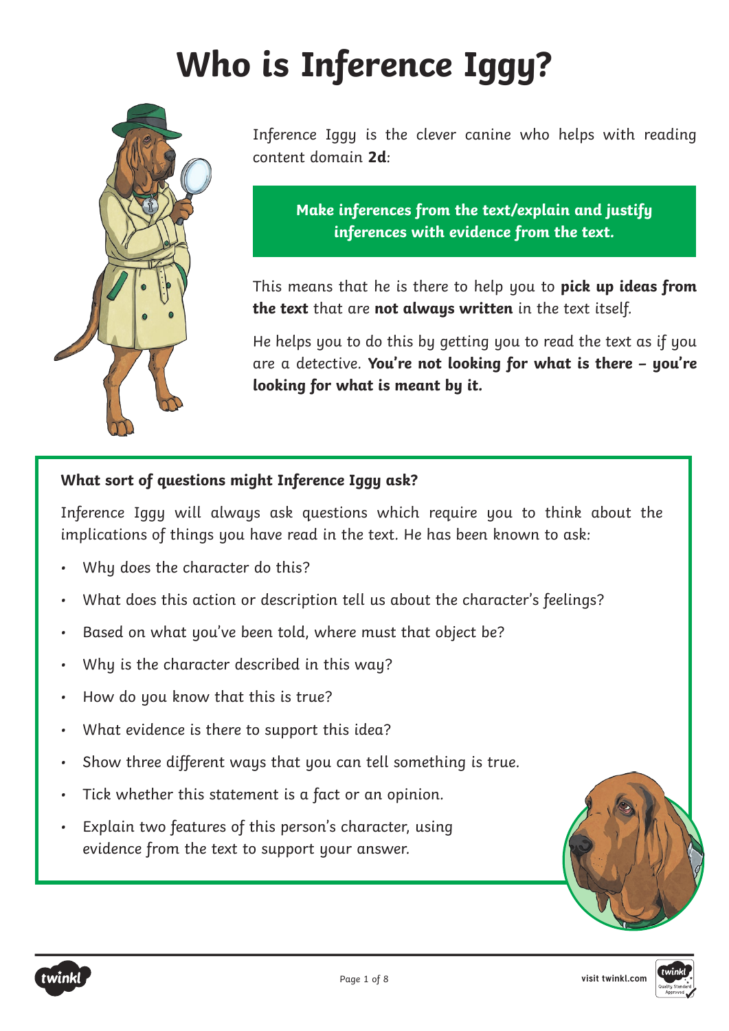# Who is Inference Iggy?

Inference Iggy is the clever canine who helps with reading content domain **2d**:

**Make inferences from the text/explain and justify inferences with evidence from the text.**

This means that he is there to help you to **pick up ideas from the text** that are **not always written** in the text itself.

He helps you to do this by getting you to read the text as if you are a detective. **You're not looking for what is there – you're looking for what is meant by it.**

### What sort of questions might Inference Iggy ask?

Inference Iggy will always ask questions which require you to think about the implications of things you have read in the text. He has been known to ask:

- Why does the character do this?
- What does this action or description tell us about the character's feelings?
- Based on what you've been told, where must that object be?
- Why is the character described in this way?
- How do you know that this is true?
- What evidence is there to support this idea?
- Show three different ways that you can tell something is true.
- Tick whether this statement is a fact or an opinion.
- Explain two features of this person's character, using evidence from the text to support your answer.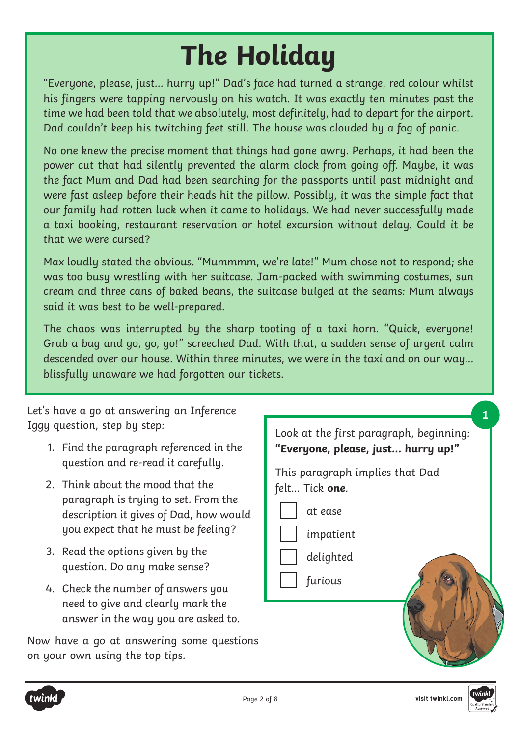# The Holiday

"Everyone, please, just... hurry up!" Dad's face had turned a strange, red colour whilst his fingers were tapping nervously on his watch. It was exactly ten minutes past the time we had been told that we absolutely, most definitely, had to depart for the airport. Dad couldn't keep his twitching feet still. The house was clouded by a fog of panic.

No one knew the precise moment that things had gone awry. Perhaps, it had been the power cut that had silently prevented the alarm clock from going off. Maybe, it was the fact Mum and Dad had been searching for the passports until past midnight and were fast asleep before their heads hit the pillow. Possibly, it was the simple fact that our family had rotten luck when it came to holidays. We had never successfully made a taxi booking, restaurant reservation or hotel excursion without delay. Could it be that we were cursed?

Max loudly stated the obvious. "Mummmm, we're late!" Mum chose not to respond; she was too busy wrestling with her suitcase. Jam-packed with swimming costumes, sun cream and three cans of baked beans, the suitcase bulged at the seams: Mum always said it was best to be well-prepared.

The chaos was interrupted by the sharp tooting of a taxi horn. "Quick, everyone! Grab a bag and go, go, go!" screeched Dad. With that, a sudden sense of urgent calm descended over our house. Within three minutes, we were in the taxi and on our way... blissfully unaware we had forgotten our tickets.

Let's have a go at answering an Inference Iggy question, step by step:

1. Find the paragraph referenced in the question and re-read it carefully.
2. Think about the mood that the paragraph is trying to set. From the description it gives of Dad, how would you expect that he must be feeling?
3. Read the options given by the question. Do any make sense?
4. Check the number of answers you need to give and clearly mark the answer in the way you are asked to.

Now have a go at answering some questions on your own using the top tips.

**1**

Look at the first paragraph, beginning: **"Everyone, please, just... hurry up!"**

This paragraph implies that Dad felt... Tick **one**.

- [ ] at ease
- [ ] impatient
- [ ] delighted
- [ ] furious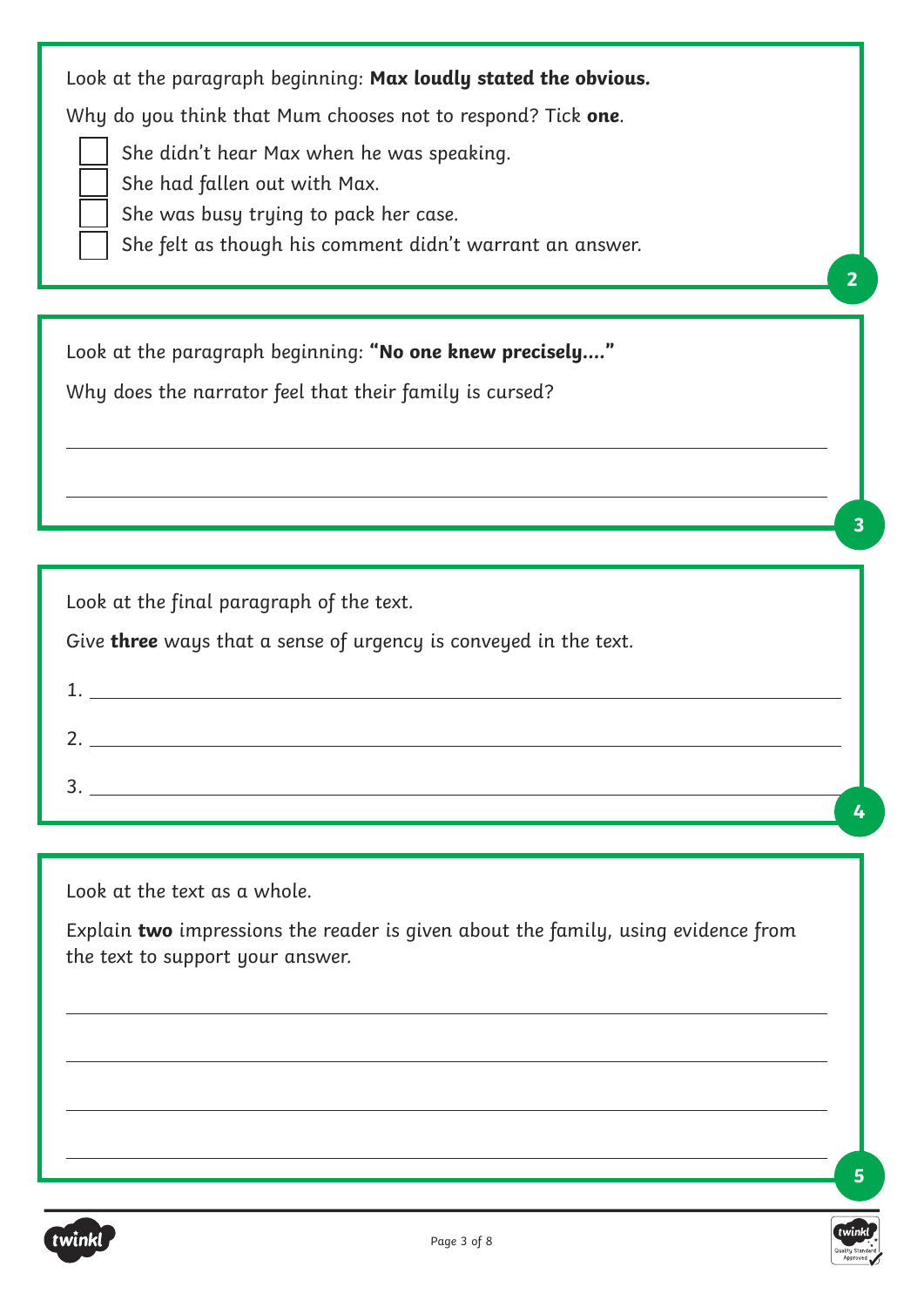Look at the paragraph beginning: **Max loudly stated the obvious.**

Why do you think that Mum chooses not to respond? Tick **one**.

- [ ] She didn't hear Max when he was speaking.
- [ ] She had fallen out with Max.
- [ ] She was busy trying to pack her case.
- [ ] She felt as though his comment didn't warrant an answer.

**2**

---

Look at the paragraph beginning: **"No one knew precisely...."**

Why does the narrator feel that their family is cursed?

______________________________________________

______________________________________________

**3**

---

Look at the final paragraph of the text.

Give **three** ways that a sense of urgency is conveyed in the text.

1. ______________________________________________
2. ______________________________________________
3. ______________________________________________

**4**

---

Look at the text as a whole.

Explain **two** impressions the reader is given about the family, using evidence from the text to support your answer.

______________________________________________

______________________________________________

______________________________________________

______________________________________________

**5**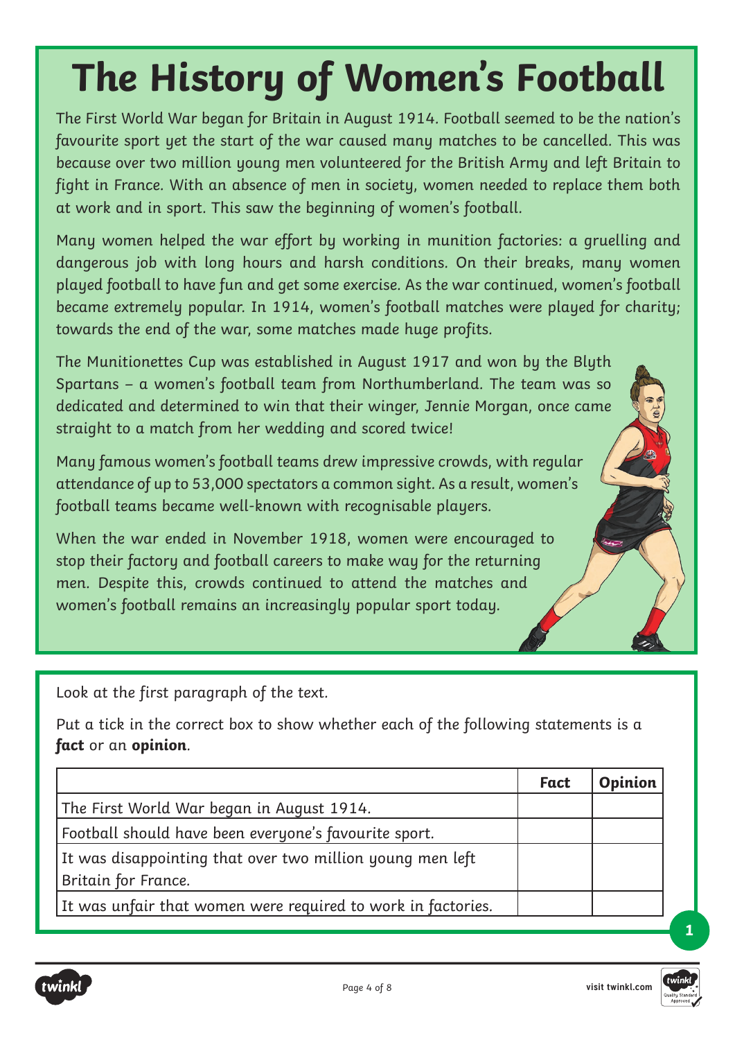# The History of Women's Football

The First World War began for Britain in August 1914. Football seemed to be the nation's favourite sport yet the start of the war caused many matches to be cancelled. This was because over two million young men volunteered for the British Army and left Britain to fight in France. With an absence of men in society, women needed to replace them both at work and in sport. This saw the beginning of women's football.

Many women helped the war effort by working in munition factories: a gruelling and dangerous job with long hours and harsh conditions. On their breaks, many women played football to have fun and get some exercise. As the war continued, women's football became extremely popular. In 1914, women's football matches were played for charity; towards the end of the war, some matches made huge profits.

The Munitionettes Cup was established in August 1917 and won by the Blyth Spartans – a women's football team from Northumberland. The team was so dedicated and determined to win that their winger, Jennie Morgan, once came straight to a match from her wedding and scored twice!

Many famous women's football teams drew impressive crowds, with regular attendance of up to 53,000 spectators a common sight. As a result, women's football teams became well-known with recognisable players.

When the war ended in November 1918, women were encouraged to stop their factory and football careers to make way for the returning men. Despite this, crowds continued to attend the matches and women's football remains an increasingly popular sport today.

Look at the first paragraph of the text.

Put a tick in the correct box to show whether each of the following statements is a **fact** or an **opinion**.

| | Fact | Opinion |
|---|---|---|
| The First World War began in August 1914. | | |
| Football should have been everyone's favourite sport. | | |
| It was disappointing that over two million young men left Britain for France. | | |
| It was unfair that women were required to work in factories. | | |

1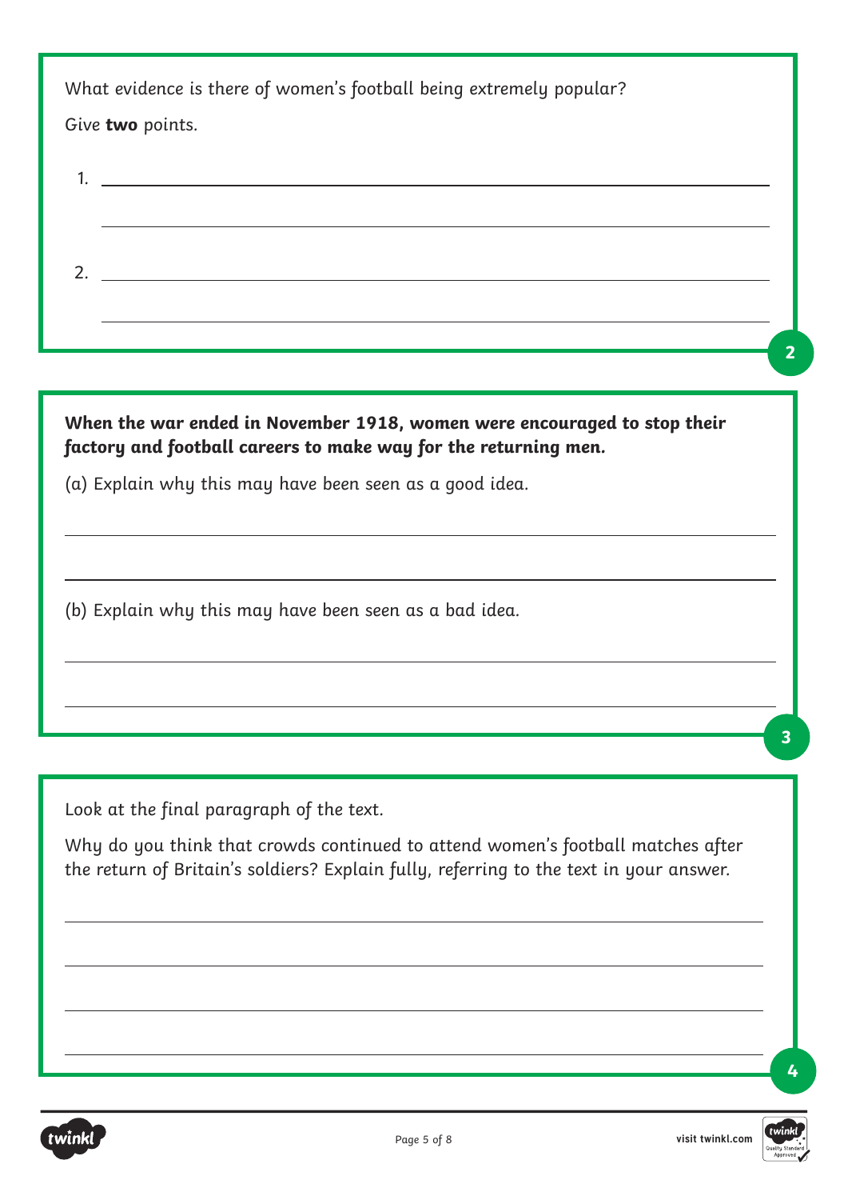What evidence is there of women's football being extremely popular?

Give **two** points.

1. 

2. 

**2**

***When the war ended in November 1918, women were encouraged to stop their factory and football careers to make way for the returning men.***

(a) Explain why this may have been seen as a good idea.

(b) Explain why this may have been seen as a bad idea.

**3**

Look at the final paragraph of the text.

Why do you think that crowds continued to attend women's football matches after the return of Britain's soldiers? Explain fully, referring to the text in your answer.

**4**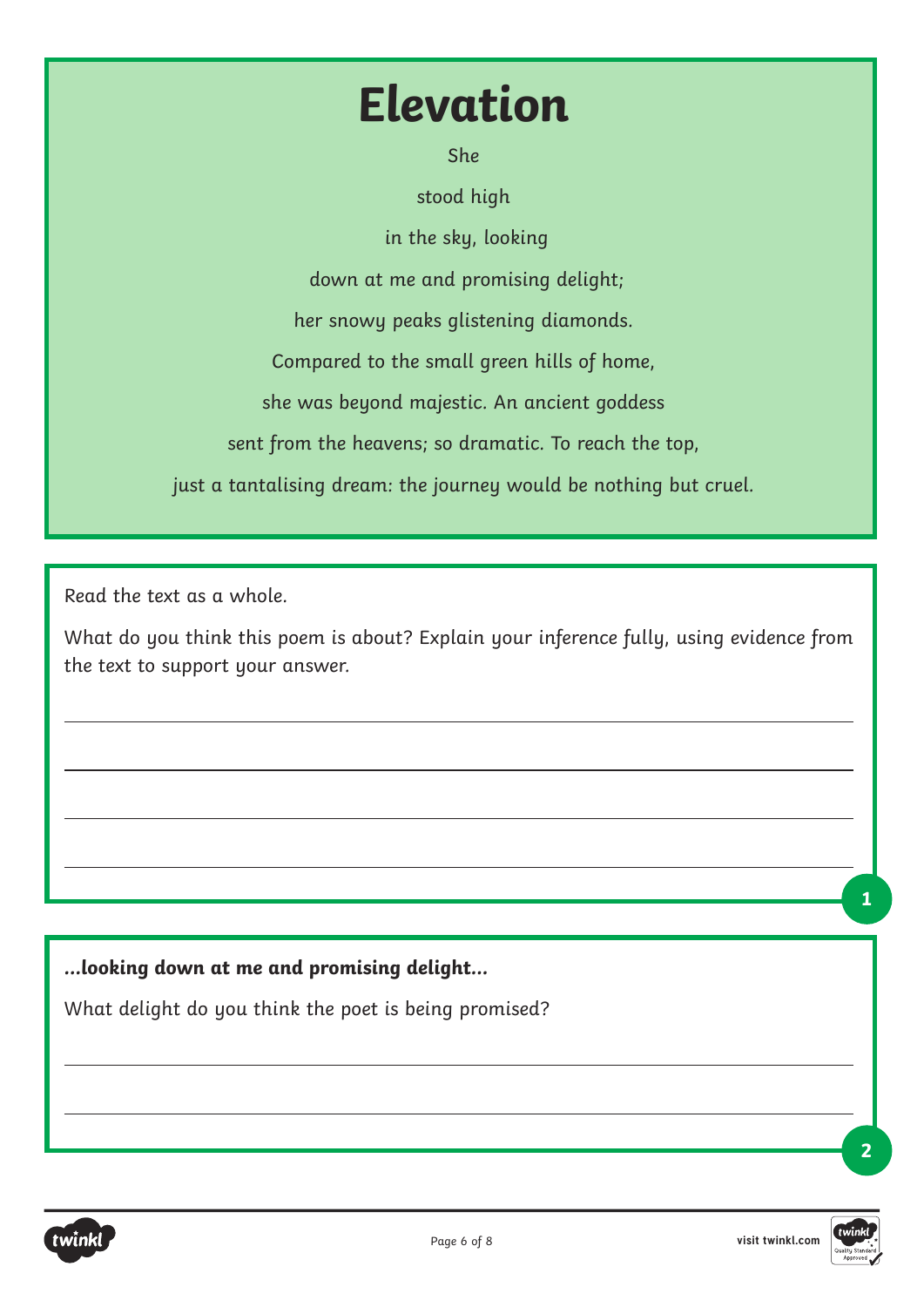# Elevation

She

stood high

in the sky, looking

down at me and promising delight;

her snowy peaks glistening diamonds.

Compared to the small green hills of home,

she was beyond majestic. An ancient goddess

sent from the heavens; so dramatic. To reach the top,

just a tantalising dream: the journey would be nothing but cruel.

---

Read the text as a whole.

What do you think this poem is about? Explain your inference fully, using evidence from the text to support your answer.

______________________________________________________________________

______________________________________________________________________

______________________________________________________________________

______________________________________________________________________

**1**

---

***...looking down at me and promising delight...***

What delight do you think the poet is being promised?

______________________________________________________________________

______________________________________________________________________

**2**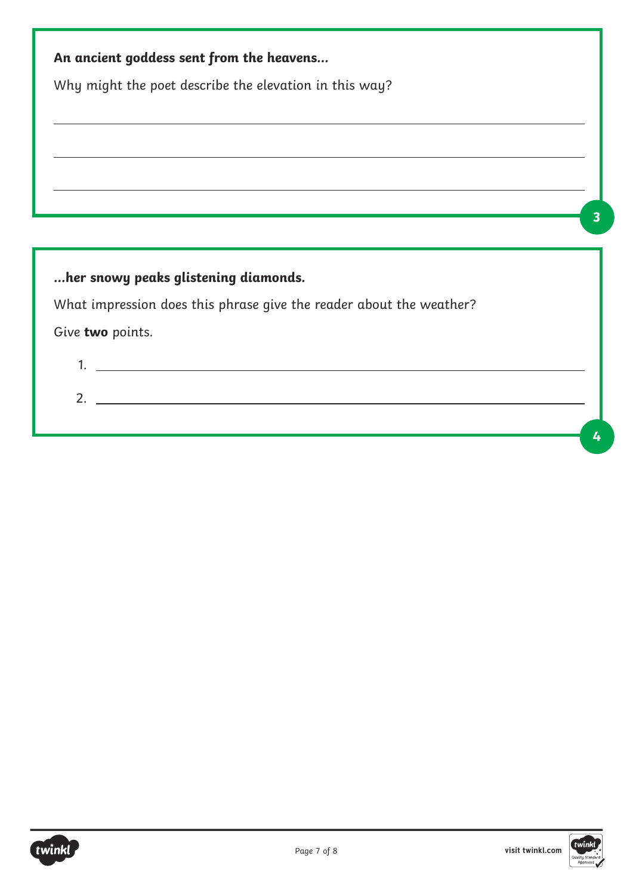**An ancient goddess sent from the heavens...**

Why might the poet describe the elevation in this way?

______________________________________________________________________

______________________________________________________________________

______________________________________________________________________

3

**...her snowy peaks glistening diamonds.**

What impression does this phrase give the reader about the weather?

Give **two** points.

1. ______________________________________________________________________

2. ______________________________________________________________________

4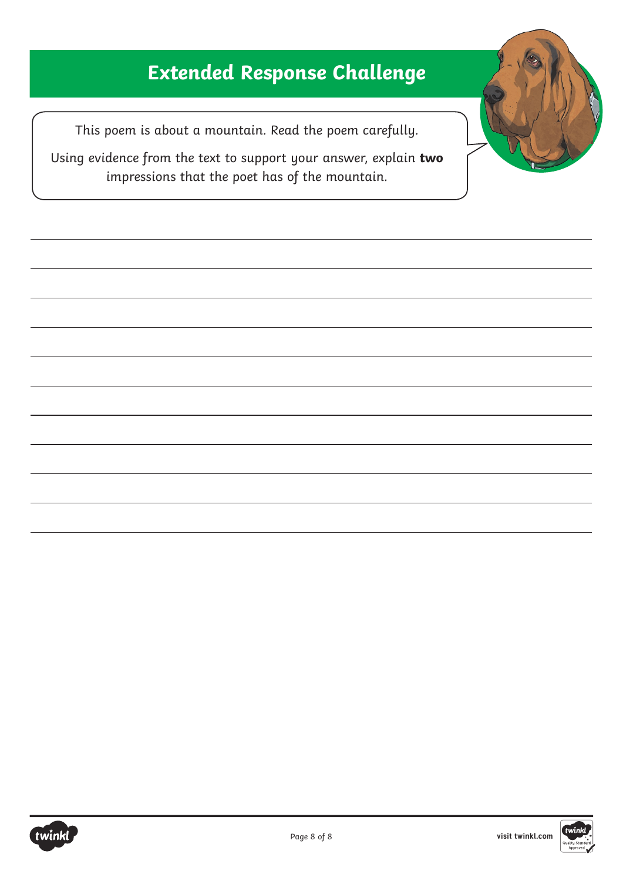# Extended Response Challenge

This poem is about a mountain. Read the poem carefully.

Using evidence from the text to support your answer, explain **two** impressions that the poet has of the mountain.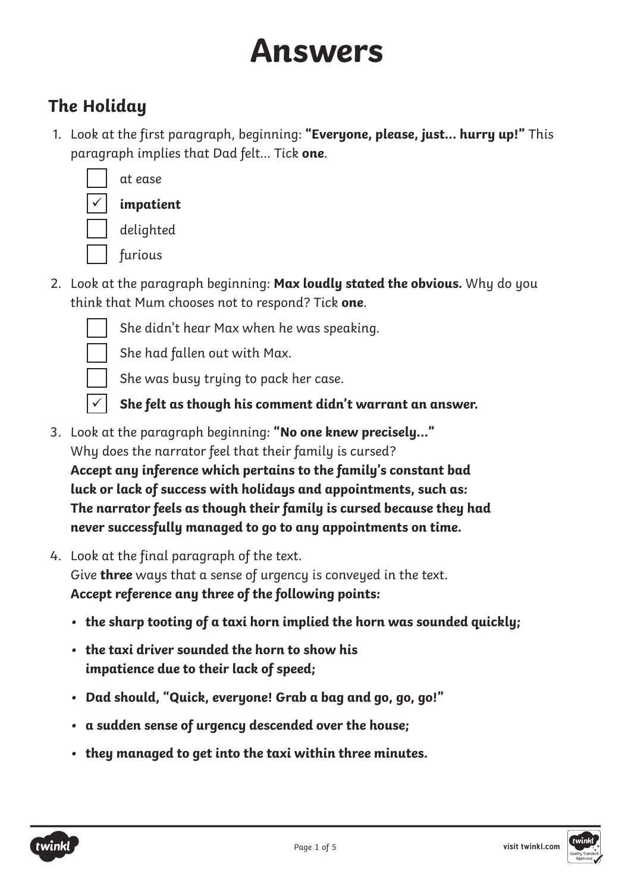# Answers

## The Holiday

1. Look at the first paragraph, beginning: **"Everyone, please, just… hurry up!"** This paragraph implies that Dad felt… Tick **one**.

   - [ ] at ease
   - [x] **impatient**
   - [ ] delighted
   - [ ] furious

2. Look at the paragraph beginning: **Max loudly stated the obvious.** Why do you think that Mum chooses not to respond? Tick **one**.

   - [ ] She didn't hear Max when he was speaking.
   - [ ] She had fallen out with Max.
   - [ ] She was busy trying to pack her case.
   - [x] **She felt as though his comment didn't warrant an answer.**

3. Look at the paragraph beginning: **"No one knew precisely…"**
   Why does the narrator feel that their family is cursed?
   **Accept any inference which pertains to the family's constant bad luck or lack of success with holidays and appointments, such as: The narrator feels as though their family is cursed because they had never successfully managed to go to any appointments on time.**

4. Look at the final paragraph of the text.
   Give **three** ways that a sense of urgency is conveyed in the text.
   **Accept reference any three of the following points:**

   - **the sharp tooting of a taxi horn implied the horn was sounded quickly;**
   - **the taxi driver sounded the horn to show his impatience due to their lack of speed;**
   - **Dad should, "Quick, everyone! Grab a bag and go, go, go!"**
   - **a sudden sense of urgency descended over the house;**
   - **they managed to get into the taxi within three minutes.**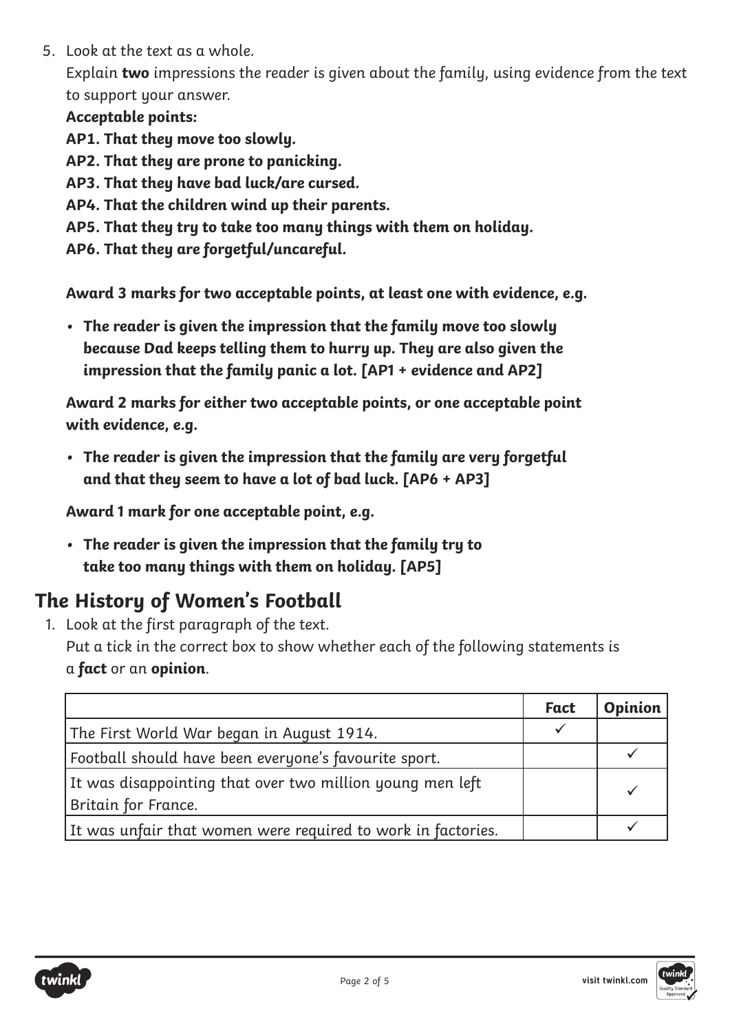5. Look at the text as a whole.
   Explain **two** impressions the reader is given about the family, using evidence from the text to support your answer.

   ***Acceptable points:***

   ***AP1. That they move too slowly.***

   ***AP2. That they are prone to panicking.***

   ***AP3. That they have bad luck/are cursed.***

   ***AP4. That the children wind up their parents.***

   ***AP5. That they try to take too many things with them on holiday.***

   ***AP6. That they are forgetful/uncareful.***

   ***Award 3 marks for two acceptable points, at least one with evidence, e.g.***

   - ***The reader is given the impression that the family move too slowly because Dad keeps telling them to hurry up. They are also given the impression that the family panic a lot. [AP1 + evidence and AP2]***

   ***Award 2 marks for either two acceptable points, or one acceptable point with evidence, e.g.***

   - ***The reader is given the impression that the family are very forgetful and that they seem to have a lot of bad luck. [AP6 + AP3]***

   ***Award 1 mark for one acceptable point, e.g.***

   - ***The reader is given the impression that the family try to take too many things with them on holiday. [AP5]***

## The History of Women's Football

1. Look at the first paragraph of the text.
   Put a tick in the correct box to show whether each of the following statements is a **fact** or an **opinion**.

| | Fact | Opinion |
|---|---|---|
| The First World War began in August 1914. | ✓ | |
| Football should have been everyone's favourite sport. | | ✓ |
| It was disappointing that over two million young men left Britain for France. | | ✓ |
| It was unfair that women were required to work in factories. | | ✓ |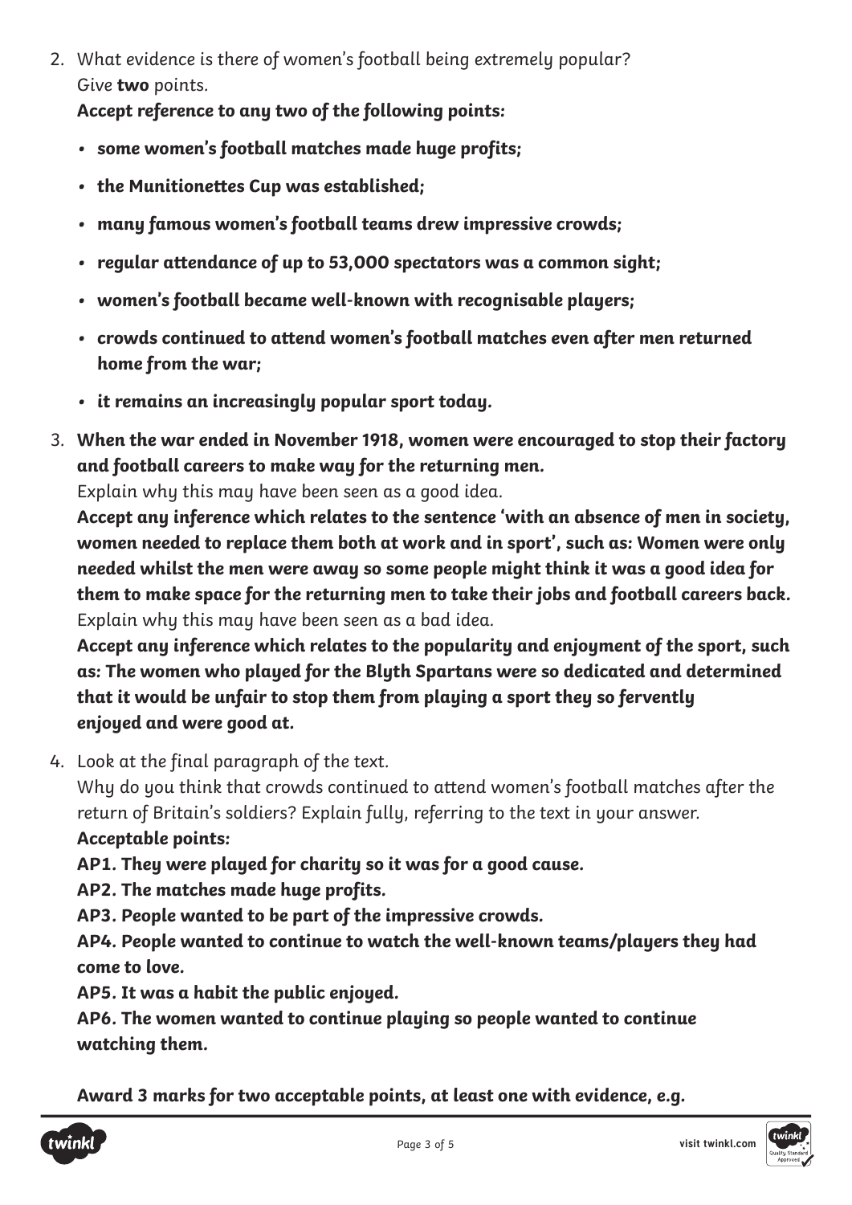2. What evidence is there of women's football being extremely popular? Give **two** points.

   ***Accept reference to any two of the following points:***

   - ***some women's football matches made huge profits;***
   - ***the Munitionettes Cup was established;***
   - ***many famous women's football teams drew impressive crowds;***
   - ***regular attendance of up to 53,000 spectators was a common sight;***
   - ***women's football became well-known with recognisable players;***
   - ***crowds continued to attend women's football matches even after men returned home from the war;***
   - ***it remains an increasingly popular sport today.***

3. ***When the war ended in November 1918, women were encouraged to stop their factory and football careers to make way for the returning men.***

   Explain why this may have been seen as a good idea.

   ***Accept any inference which relates to the sentence 'with an absence of men in society, women needed to replace them both at work and in sport', such as: Women were only needed whilst the men were away so some people might think it was a good idea for them to make space for the returning men to take their jobs and football careers back.***

   Explain why this may have been seen as a bad idea.

   ***Accept any inference which relates to the popularity and enjoyment of the sport, such as: The women who played for the Blyth Spartans were so dedicated and determined that it would be unfair to stop them from playing a sport they so fervently enjoyed and were good at.***

4. Look at the final paragraph of the text.

   Why do you think that crowds continued to attend women's football matches after the return of Britain's soldiers? Explain fully, referring to the text in your answer.

   ***Acceptable points:***

   ***AP1. They were played for charity so it was for a good cause.***

   ***AP2. The matches made huge profits.***

   ***AP3. People wanted to be part of the impressive crowds.***

   ***AP4. People wanted to continue to watch the well-known teams/players they had come to love.***

   ***AP5. It was a habit the public enjoyed.***

   ***AP6. The women wanted to continue playing so people wanted to continue watching them.***

   ***Award 3 marks for two acceptable points, at least one with evidence, e.g.***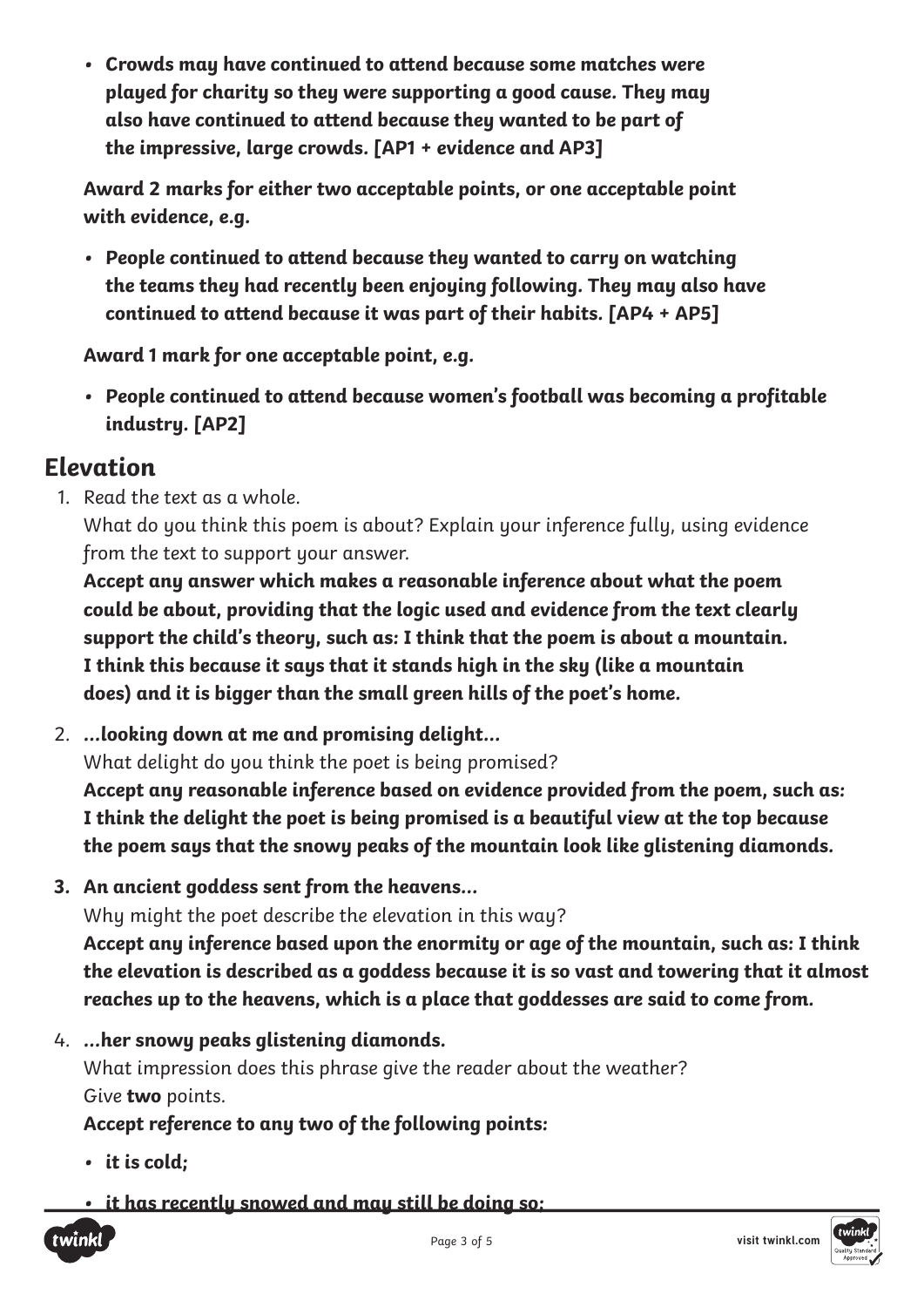- **Crowds may have continued to attend because some matches were played for charity so they were supporting a good cause. They may also have continued to attend because they wanted to be part of the impressive, large crowds. [AP1 + evidence and AP3]**

**Award 2 marks for either two acceptable points, or one acceptable point with evidence, e.g.**

- **People continued to attend because they wanted to carry on watching the teams they had recently been enjoying following. They may also have continued to attend because it was part of their habits. [AP4 + AP5]**

**Award 1 mark for one acceptable point, e.g.**

- **People continued to attend because women's football was becoming a profitable industry. [AP2]**

## Elevation

1. Read the text as a whole.
   What do you think this poem is about? Explain your inference fully, using evidence from the text to support your answer.
   **Accept any answer which makes a reasonable inference about what the poem could be about, providing that the logic used and evidence from the text clearly support the child's theory, such as: I think that the poem is about a mountain. I think this because it says that it stands high in the sky (like a mountain does) and it is bigger than the small green hills of the poet's home.**

2. **...looking down at me and promising delight...**
   What delight do you think the poet is being promised?
   **Accept any reasonable inference based on evidence provided from the poem, such as: I think the delight the poet is being promised is a beautiful view at the top because the poem says that the snowy peaks of the mountain look like glistening diamonds.**

3. **An ancient goddess sent from the heavens...**
   Why might the poet describe the elevation in this way?
   **Accept any inference based upon the enormity or age of the mountain, such as: I think the elevation is described as a goddess because it is so vast and towering that it almost reaches up to the heavens, which is a place that goddesses are said to come from.**

4. **...her snowy peaks glistening diamonds.**
   What impression does this phrase give the reader about the weather?
   Give **two** points.
   **Accept reference to any two of the following points:**
   - **it is cold;**
   - **it has recently snowed and may still be doing so;**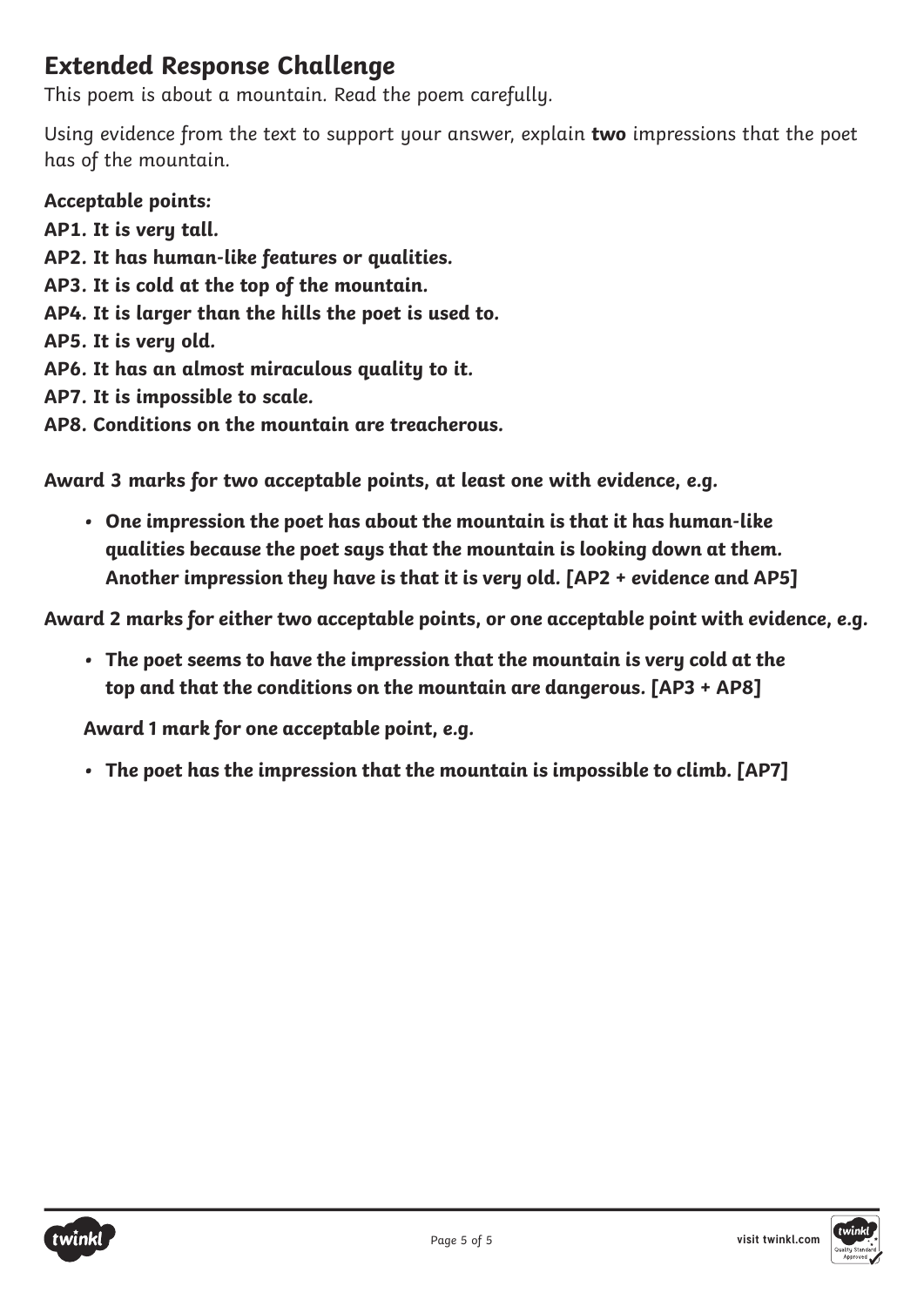## Extended Response Challenge

This poem is about a mountain. Read the poem carefully.

Using evidence from the text to support your answer, explain **two** impressions that the poet has of the mountain.

***Acceptable points:***

***AP1. It is very tall.***

***AP2. It has human-like features or qualities.***

***AP3. It is cold at the top of the mountain.***

***AP4. It is larger than the hills the poet is used to.***

***AP5. It is very old.***

***AP6. It has an almost miraculous quality to it.***

***AP7. It is impossible to scale.***

***AP8. Conditions on the mountain are treacherous.***

***Award 3 marks for two acceptable points, at least one with evidence, e.g.***

- ***One impression the poet has about the mountain is that it has human-like qualities because the poet says that the mountain is looking down at them. Another impression they have is that it is very old. [AP2 + evidence and AP5]***

***Award 2 marks for either two acceptable points, or one acceptable point with evidence, e.g.***

- ***The poet seems to have the impression that the mountain is very cold at the top and that the conditions on the mountain are dangerous. [AP3 + AP8]***

***Award 1 mark for one acceptable point, e.g.***

- ***The poet has the impression that the mountain is impossible to climb. [AP7]***